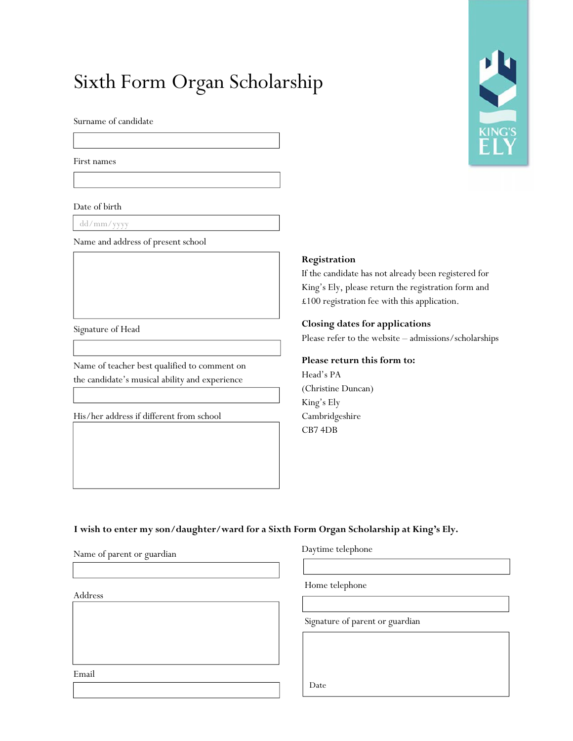# Sixth Form Organ Scholarship

Surname of candidate

First names

Date of birth

dd/mm/yyyy

Name and address of present school

Signature of Head

Name of teacher best qualified to comment on the candidate's musical ability and experience

His/her address if different from school

**Registration**

If the candidate has not already been registered for King's Ely, please return the registration form and £100 registration fee with this application.

**Closing dates for applications**

Please refer to the website – admissions/scholarships

**Please return this form to:**

Head's PA
(Christine Duncan)
King's Ely
Cambridgeshire
CB7 4DB

**I wish to enter my son/daughter/ward for a Sixth Form Organ Scholarship at King's Ely.**

Name of parent or guardian

Address

Email

Daytime telephone

Home telephone

Signature of parent or guardian

Date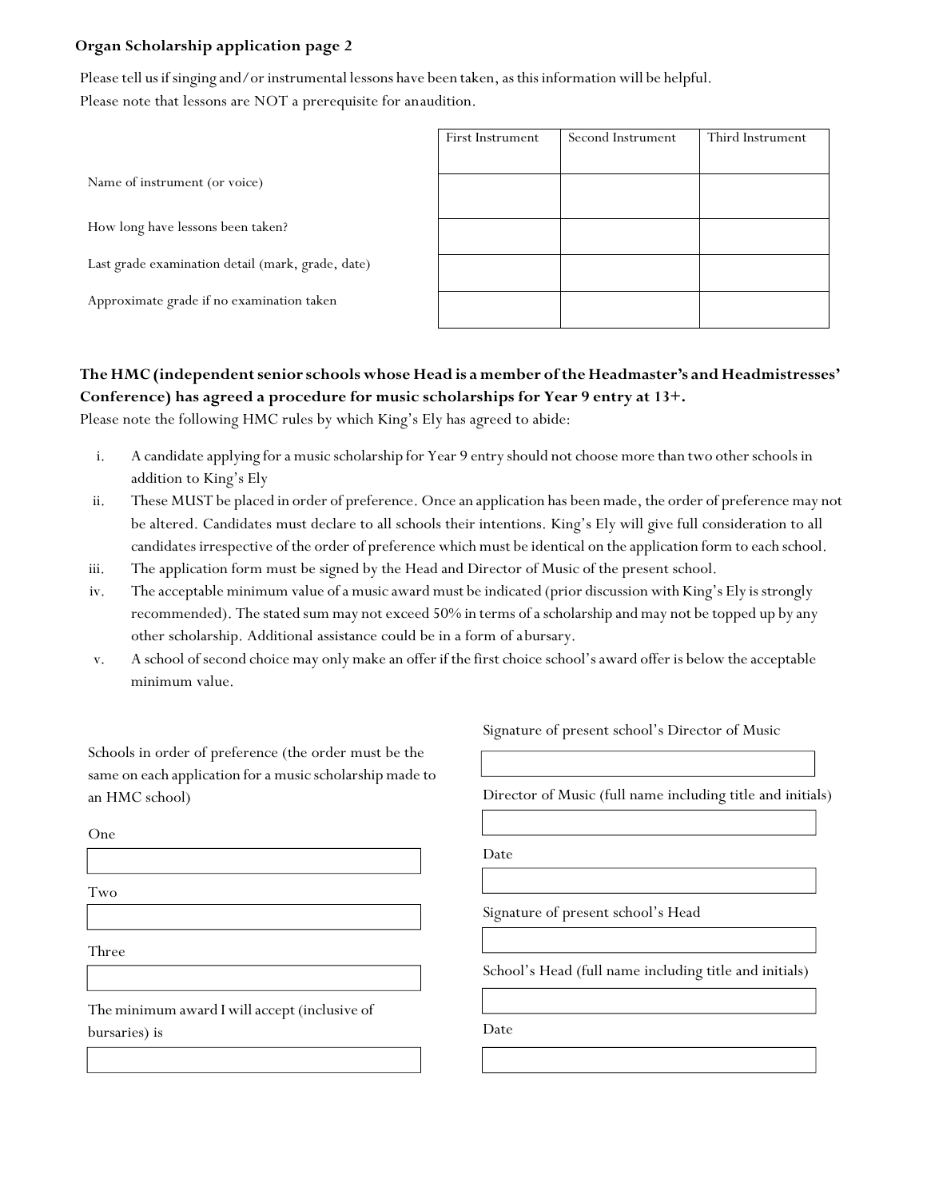**Organ Scholarship application page 2**

Please tell us if singing and/or instrumental lessons have been taken, as this information will be helpful.
Please note that lessons are NOT a prerequisite for an audition.

| | First Instrument | Second Instrument | Third Instrument |
|---|---|---|---|
| Name of instrument (or voice) | | | |
| How long have lessons been taken? | | | |
| Last grade examination detail (mark, grade, date) | | | |
| Approximate grade if no examination taken | | | |

**The HMC (independent senior schools whose Head is a member of the Headmaster's and Headmistresses' Conference) has agreed a procedure for music scholarships for Year 9 entry at 13+.**

Please note the following HMC rules by which King's Ely has agreed to abide:

i. A candidate applying for a music scholarship for Year 9 entry should not choose more than two other schools in addition to King's Ely
ii. These MUST be placed in order of preference. Once an application has been made, the order of preference may not be altered. Candidates must declare to all schools their intentions. King's Ely will give full consideration to all candidates irrespective of the order of preference which must be identical on the application form to each school.
iii. The application form must be signed by the Head and Director of Music of the present school.
iv. The acceptable minimum value of a music award must be indicated (prior discussion with King's Ely is strongly recommended). The stated sum may not exceed 50% in terms of a scholarship and may not be topped up by any other scholarship. Additional assistance could be in a form of a bursary.
v. A school of second choice may only make an offer if the first choice school's award offer is below the acceptable minimum value.

Schools in order of preference (the order must be the same on each application for a music scholarship made to an HMC school)

One

Two

Three

The minimum award I will accept (inclusive of bursaries) is

Signature of present school's Director of Music

Director of Music (full name including title and initials)

Date

Signature of present school's Head

School's Head (full name including title and initials)

Date